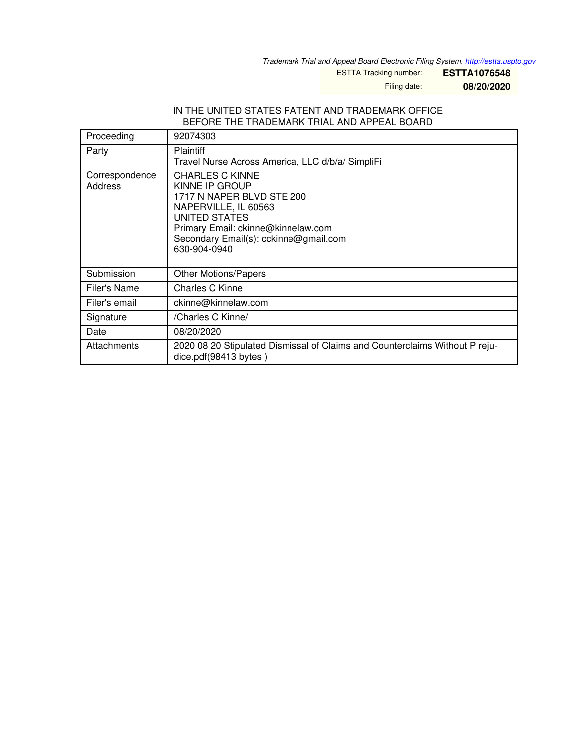*Trademark Trial and Appeal Board Electronic Filing System. http://estta.uspto.gov*

ESTTA Tracking number: **ESTTA1076548**

Filing date: **08/20/2020**

IN THE UNITED STATES PATENT AND TRADEMARK OFFICE
BEFORE THE TRADEMARK TRIAL AND APPEAL BOARD

| | |
|---|---|
| Proceeding | 92074303 |
| Party | Plaintiff<br>Travel Nurse Across America, LLC d/b/a/ SimpliFi |
| Correspondence Address | CHARLES C KINNE<br>KINNE IP GROUP<br>1717 N NAPER BLVD STE 200<br>NAPERVILLE, IL 60563<br>UNITED STATES<br>Primary Email: ckinne@kinnelaw.com<br>Secondary Email(s): cckinne@gmail.com<br>630-904-0940 |
| Submission | Other Motions/Papers |
| Filer's Name | Charles C Kinne |
| Filer's email | ckinne@kinnelaw.com |
| Signature | /Charles C Kinne/ |
| Date | 08/20/2020 |
| Attachments | 2020 08 20 Stipulated Dismissal of Claims and Counterclaims Without P reju-dice.pdf(98413 bytes ) |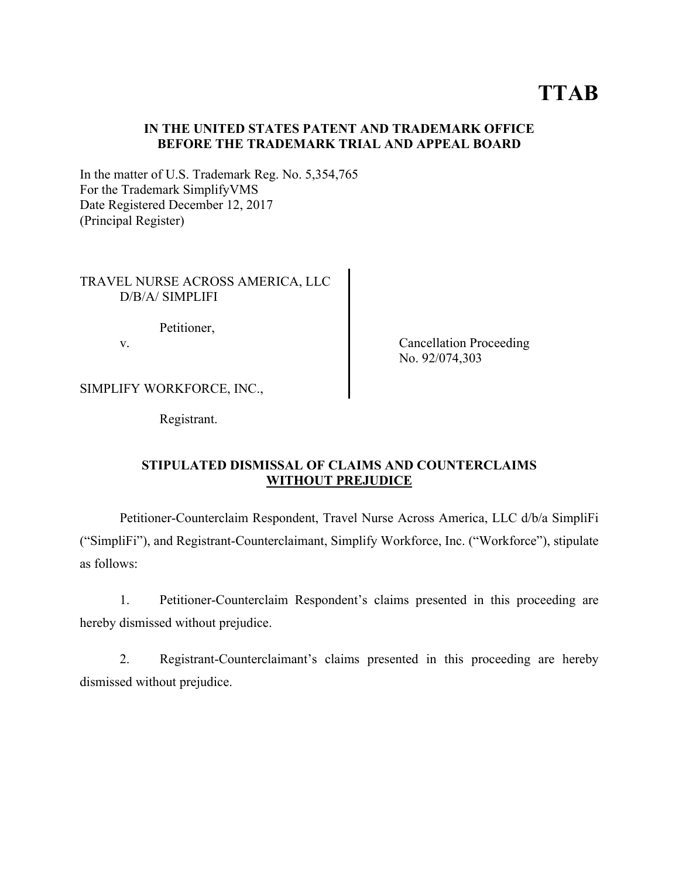# TTAB

**IN THE UNITED STATES PATENT AND TRADEMARK OFFICE**
**BEFORE THE TRADEMARK TRIAL AND APPEAL BOARD**

In the matter of U.S. Trademark Reg. No. 5,354,765
For the Trademark SimplifyVMS
Date Registered December 12, 2017
(Principal Register)

| | |
|---|---|
| TRAVEL NURSE ACROSS AMERICA, LLC D/B/A/ SIMPLIFI<br><br>Petitioner,<br><br>v.<br><br>SIMPLIFY WORKFORCE, INC.,<br><br>Registrant. | Cancellation Proceeding No. 92/074,303 |

**STIPULATED DISMISSAL OF CLAIMS AND COUNTERCLAIMS**
**WITHOUT PREJUDICE**

Petitioner-Counterclaim Respondent, Travel Nurse Across America, LLC d/b/a SimpliFi ("SimpliFi"), and Registrant-Counterclaimant, Simplify Workforce, Inc. ("Workforce"), stipulate as follows:

1. Petitioner-Counterclaim Respondent's claims presented in this proceeding are hereby dismissed without prejudice.

2. Registrant-Counterclaimant's claims presented in this proceeding are hereby dismissed without prejudice.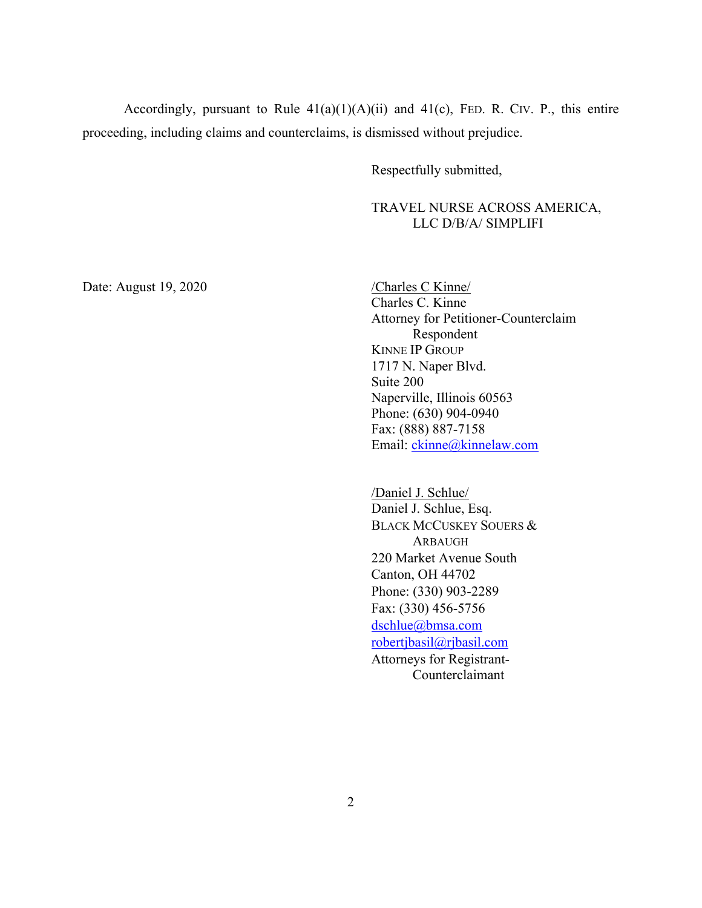Accordingly, pursuant to Rule 41(a)(1)(A)(ii) and 41(c), FED. R. CIV. P., this entire proceeding, including claims and counterclaims, is dismissed without prejudice.

Respectfully submitted,

TRAVEL NURSE ACROSS AMERICA, LLC D/B/A/ SIMPLIFI

Date: August 19, 2020

/Charles C Kinne/
Charles C. Kinne
Attorney for Petitioner-Counterclaim Respondent
KINNE IP GROUP
1717 N. Naper Blvd.
Suite 200
Naperville, Illinois 60563
Phone: (630) 904-0940
Fax: (888) 887-7158
Email: ckinne@kinnelaw.com

/Daniel J. Schlue/
Daniel J. Schlue, Esq.
BLACK MCCUSKEY SOUERS & ARBAUGH
220 Market Avenue South
Canton, OH 44702
Phone: (330) 903-2289
Fax: (330) 456-5756
dschlue@bmsa.com
robertjbasil@rjbasil.com
Attorneys for Registrant-Counterclaimant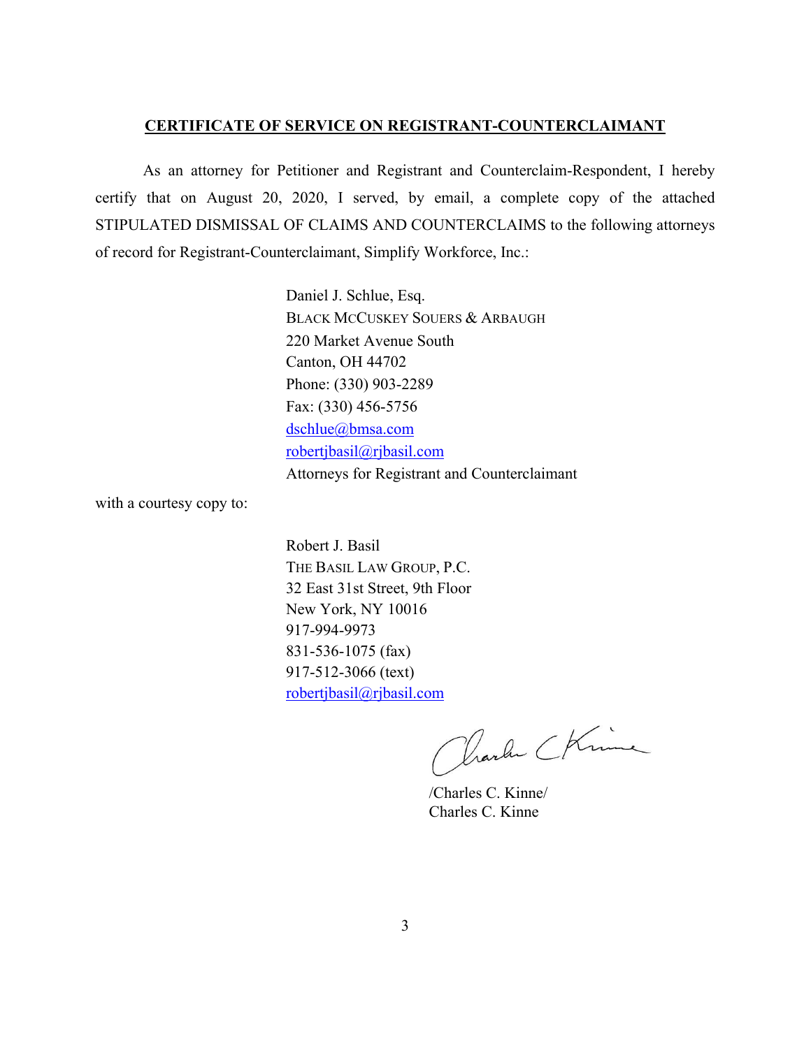**CERTIFICATE OF SERVICE ON REGISTRANT-COUNTERCLAIMANT**

As an attorney for Petitioner and Registrant and Counterclaim-Respondent, I hereby certify that on August 20, 2020, I served, by email, a complete copy of the attached STIPULATED DISMISSAL OF CLAIMS AND COUNTERCLAIMS to the following attorneys of record for Registrant-Counterclaimant, Simplify Workforce, Inc.:

Daniel J. Schlue, Esq.
BLACK MCCUSKEY SOUERS & ARBAUGH
220 Market Avenue South
Canton, OH 44702
Phone: (330) 903-2289
Fax: (330) 456-5756
dschlue@bmsa.com
robertjbasil@rjbasil.com
Attorneys for Registrant and Counterclaimant

with a courtesy copy to:

Robert J. Basil
THE BASIL LAW GROUP, P.C.
32 East 31st Street, 9th Floor
New York, NY 10016
917-994-9973
831-536-1075 (fax)
917-512-3066 (text)
robertjbasil@rjbasil.com

/Charles C. Kinne/
Charles C. Kinne